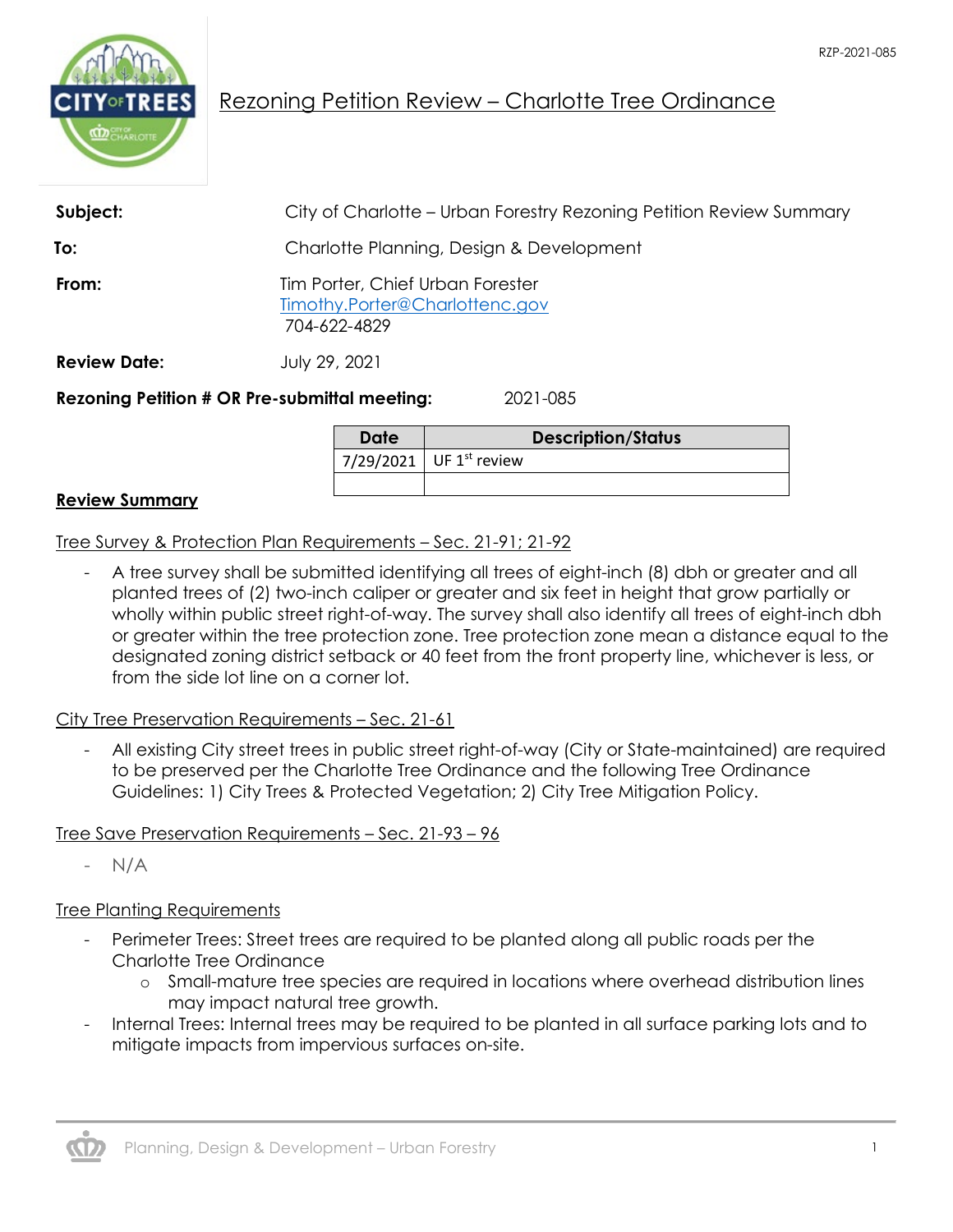RZP-2021-085

# Rezoning Petition Review – Charlotte Tree Ordinance

**Subject:** City of Charlotte – Urban Forestry Rezoning Petition Review Summary

**To:** Charlotte Planning, Design & Development

**From:** Tim Porter, Chief Urban Forester
Timothy.Porter@Charlottenc.gov
704-622-4829

**Review Date:** July 29, 2021

**Rezoning Petition # OR Pre-submittal meeting:** 2021-085

| Date | Description/Status |
|---|---|
| 7/29/2021 | UF 1st review |
| | |

## Review Summary

### Tree Survey & Protection Plan Requirements – Sec. 21-91; 21-92

- A tree survey shall be submitted identifying all trees of eight-inch (8) dbh or greater and all planted trees of (2) two-inch caliper or greater and six feet in height that grow partially or wholly within public street right-of-way. The survey shall also identify all trees of eight-inch dbh or greater within the tree protection zone. Tree protection zone mean a distance equal to the designated zoning district setback or 40 feet from the front property line, whichever is less, or from the side lot line on a corner lot.

### City Tree Preservation Requirements – Sec. 21-61

- All existing City street trees in public street right-of-way (City or State-maintained) are required to be preserved per the Charlotte Tree Ordinance and the following Tree Ordinance Guidelines: 1) City Trees & Protected Vegetation; 2) City Tree Mitigation Policy.

### Tree Save Preservation Requirements – Sec. 21-93 – 96

- N/A

### Tree Planting Requirements

- Perimeter Trees: Street trees are required to be planted along all public roads per the Charlotte Tree Ordinance
    - Small-mature tree species are required in locations where overhead distribution lines may impact natural tree growth.
- Internal Trees: Internal trees may be required to be planted in all surface parking lots and to mitigate impacts from impervious surfaces on-site.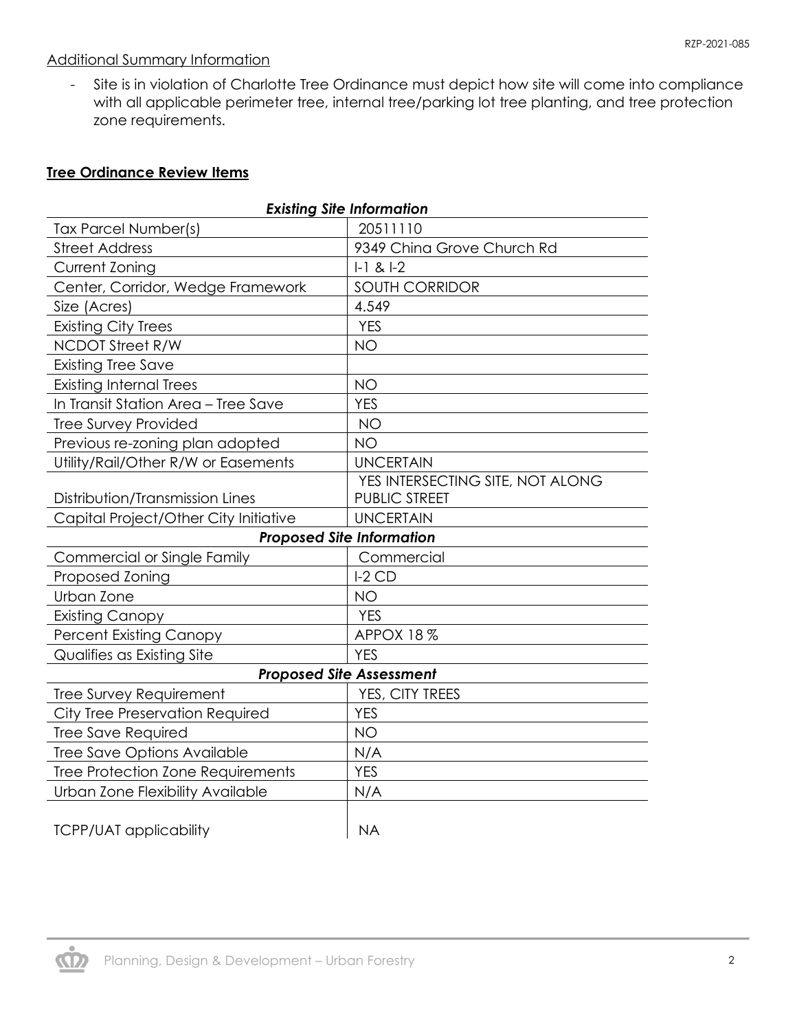Additional Summary Information

- Site is in violation of Charlotte Tree Ordinance must depict how site will come into compliance with all applicable perimeter tree, internal tree/parking lot tree planting, and tree protection zone requirements.

## Tree Ordinance Review Items

| | |
|---|---|
| ***Existing Site Information*** | |
| Tax Parcel Number(s) | 20511110 |
| Street Address | 9349 China Grove Church Rd |
| Current Zoning | I-1 & I-2 |
| Center, Corridor, Wedge Framework | SOUTH CORRIDOR |
| Size (Acres) | 4.549 |
| Existing City Trees | YES |
| NCDOT Street R/W | NO |
| Existing Tree Save | |
| Existing Internal Trees | NO |
| In Transit Station Area – Tree Save | YES |
| Tree Survey Provided | NO |
| Previous re-zoning plan adopted | NO |
| Utility/Rail/Other R/W or Easements | UNCERTAIN |
| Distribution/Transmission Lines | YES INTERSECTING SITE, NOT ALONG PUBLIC STREET |
| Capital Project/Other City Initiative | UNCERTAIN |
| ***Proposed Site Information*** | |
| Commercial or Single Family | Commercial |
| Proposed Zoning | I-2 CD |
| Urban Zone | NO |
| Existing Canopy | YES |
| Percent Existing Canopy | APPOX 18 % |
| Qualifies as Existing Site | YES |
| ***Proposed Site Assessment*** | |
| Tree Survey Requirement | YES, CITY TREES |
| City Tree Preservation Required | YES |
| Tree Save Required | NO |
| Tree Save Options Available | N/A |
| Tree Protection Zone Requirements | YES |
| Urban Zone Flexibility Available | N/A |
| TCPP/UAT applicability | NA |